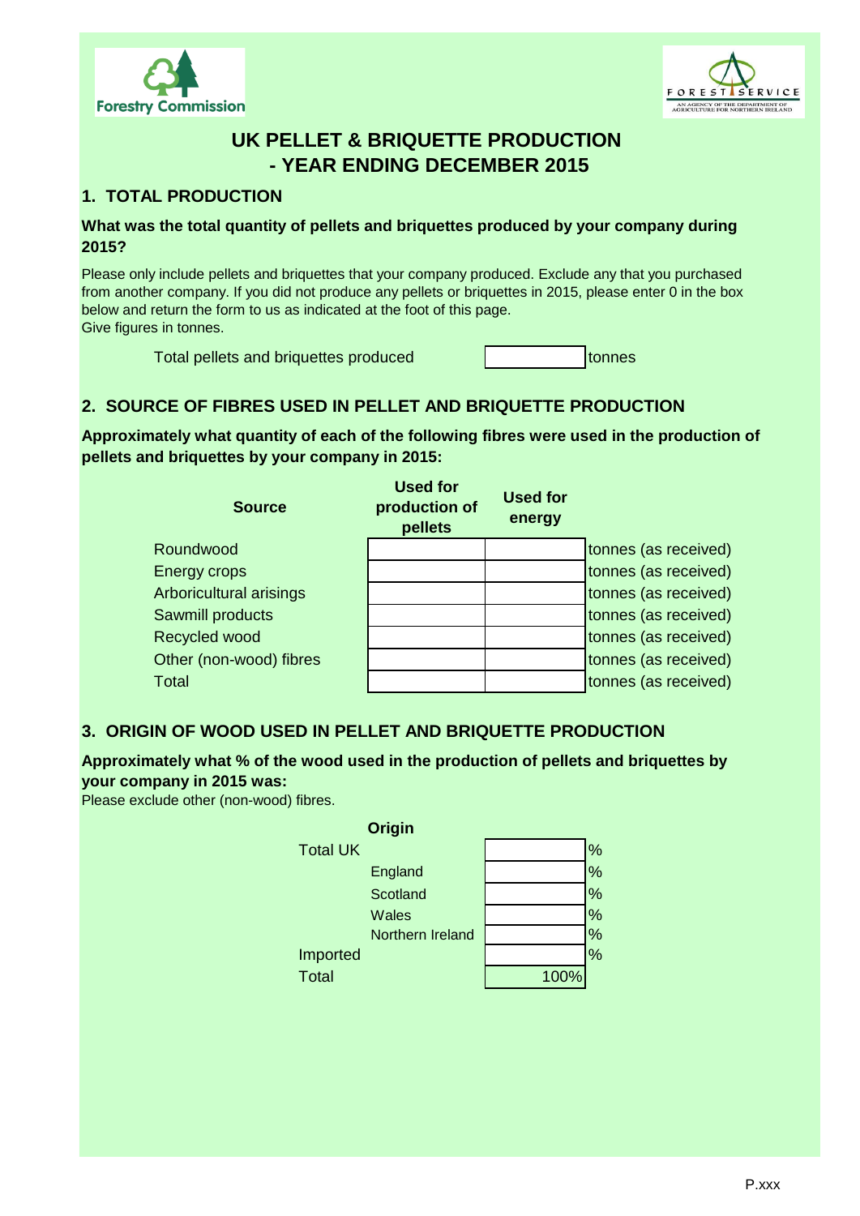Forestry Commission

FOREST SERVICE
AN AGENCY OF THE DEPARTMENT OF AGRICULTURE FOR NORTHERN IRELAND

# UK PELLET & BRIQUETTE PRODUCTION - YEAR ENDING DECEMBER 2015

## 1. TOTAL PRODUCTION

**What was the total quantity of pellets and briquettes produced by your company during 2015?**

Please only include pellets and briquettes that your company produced. Exclude any that you purchased from another company. If you did not produce any pellets or briquettes in 2015, please enter 0 in the box below and return the form to us as indicated at the foot of this page.
Give figures in tonnes.

Total pellets and briquettes produced \_\_\_\_\_\_\_\_ tonnes

## 2. SOURCE OF FIBRES USED IN PELLET AND BRIQUETTE PRODUCTION

**Approximately what quantity of each of the following fibres were used in the production of pellets and briquettes by your company in 2015:**

| Source | Used for production of pellets | Used for energy | |
|---|---|---|---|
| Roundwood | | | tonnes (as received) |
| Energy crops | | | tonnes (as received) |
| Arboricultural arisings | | | tonnes (as received) |
| Sawmill products | | | tonnes (as received) |
| Recycled wood | | | tonnes (as received) |
| Other (non-wood) fibres | | | tonnes (as received) |
| Total | | | tonnes (as received) |

## 3. ORIGIN OF WOOD USED IN PELLET AND BRIQUETTE PRODUCTION

**Approximately what % of the wood used in the production of pellets and briquettes by your company in 2015 was:**
Please exclude other (non-wood) fibres.

| Origin | | | |
|---|---|---|---|
| Total UK | | | % |
| | England | | % |
| | Scotland | | % |
| | Wales | | % |
| | Northern Ireland | | % |
| Imported | | | % |
| Total | | 100% | |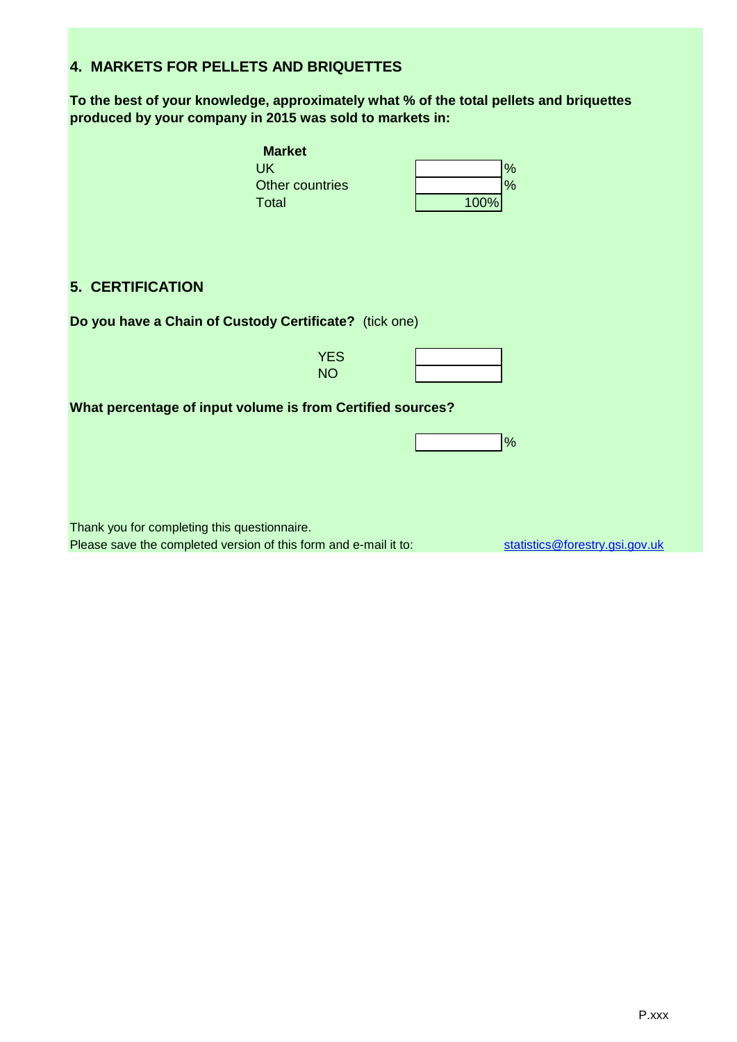## 4. MARKETS FOR PELLETS AND BRIQUETTES

**To the best of your knowledge, approximately what % of the total pellets and briquettes produced by your company in 2015 was sold to markets in:**

| **Market** | | |
|---|---|---|
| UK | | % |
| Other countries | | % |
| Total | 100% | |

## 5. CERTIFICATION

**Do you have a Chain of Custody Certificate?** (tick one)

| | |
|---|---|
| YES | |
| NO | |

**What percentage of input volume is from Certified sources?**

| | |
|---|---|
| | % |

Thank you for completing this questionnaire.

Please save the completed version of this form and e-mail it to: statistics@forestry.gsi.gov.uk

P.xxx